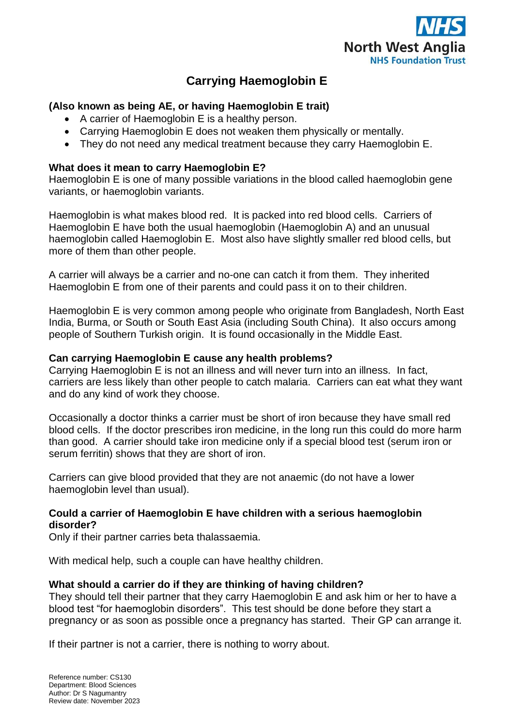# Carrying Haemoglobin E

**(Also known as being AE, or having Haemoglobin E trait)**

- A carrier of Haemoglobin E is a healthy person.
- Carrying Haemoglobin E does not weaken them physically or mentally.
- They do not need any medical treatment because they carry Haemoglobin E.

### What does it mean to carry Haemoglobin E?

Haemoglobin E is one of many possible variations in the blood called haemoglobin gene variants, or haemoglobin variants.

Haemoglobin is what makes blood red. It is packed into red blood cells. Carriers of Haemoglobin E have both the usual haemoglobin (Haemoglobin A) and an unusual haemoglobin called Haemoglobin E. Most also have slightly smaller red blood cells, but more of them than other people.

A carrier will always be a carrier and no-one can catch it from them. They inherited Haemoglobin E from one of their parents and could pass it on to their children.

Haemoglobin E is very common among people who originate from Bangladesh, North East India, Burma, or South or South East Asia (including South China). It also occurs among people of Southern Turkish origin. It is found occasionally in the Middle East.

### Can carrying Haemoglobin E cause any health problems?

Carrying Haemoglobin E is not an illness and will never turn into an illness. In fact, carriers are less likely than other people to catch malaria. Carriers can eat what they want and do any kind of work they choose.

Occasionally a doctor thinks a carrier must be short of iron because they have small red blood cells. If the doctor prescribes iron medicine, in the long run this could do more harm than good. A carrier should take iron medicine only if a special blood test (serum iron or serum ferritin) shows that they are short of iron.

Carriers can give blood provided that they are not anaemic (do not have a lower haemoglobin level than usual).

### Could a carrier of Haemoglobin E have children with a serious haemoglobin disorder?

Only if their partner carries beta thalassaemia.

With medical help, such a couple can have healthy children.

### What should a carrier do if they are thinking of having children?

They should tell their partner that they carry Haemoglobin E and ask him or her to have a blood test "for haemoglobin disorders". This test should be done before they start a pregnancy or as soon as possible once a pregnancy has started. Their GP can arrange it.

If their partner is not a carrier, there is nothing to worry about.

Reference number: CS130
Department: Blood Sciences
Author: Dr S Nagumantry
Review date: November 2023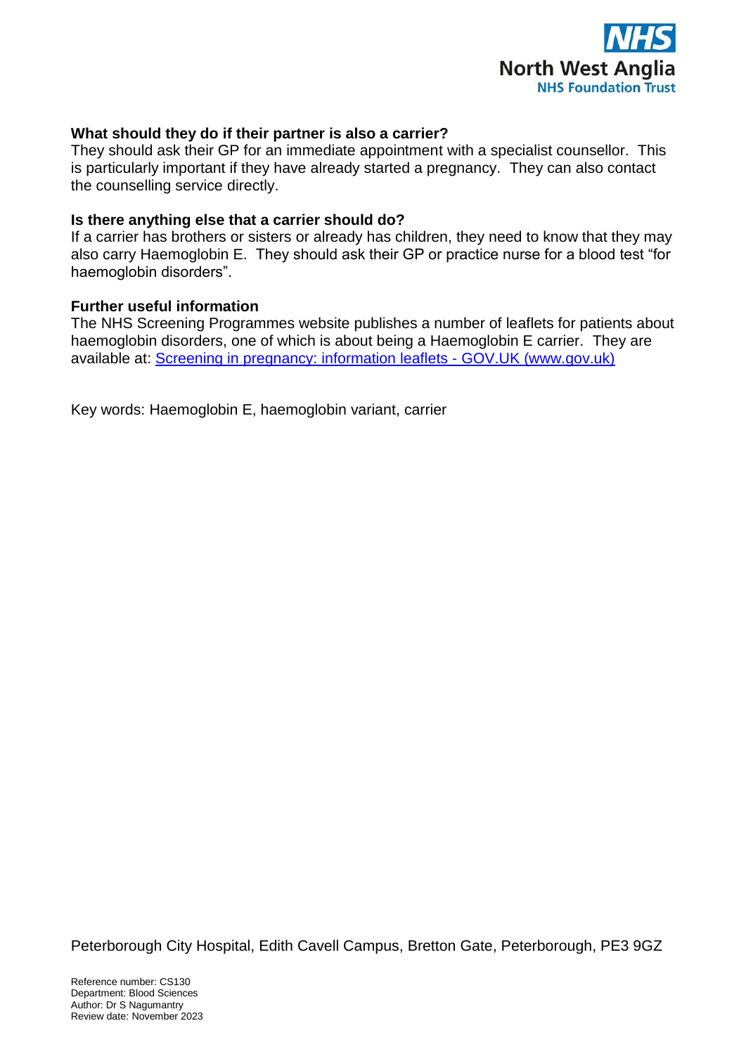### What should they do if their partner is also a carrier?

They should ask their GP for an immediate appointment with a specialist counsellor. This is particularly important if they have already started a pregnancy. They can also contact the counselling service directly.

### Is there anything else that a carrier should do?

If a carrier has brothers or sisters or already has children, they need to know that they may also carry Haemoglobin E. They should ask their GP or practice nurse for a blood test "for haemoglobin disorders".

### Further useful information

The NHS Screening Programmes website publishes a number of leaflets for patients about haemoglobin disorders, one of which is about being a Haemoglobin E carrier. They are available at: [Screening in pregnancy: information leaflets - GOV.UK (www.gov.uk)](https://www.gov.uk)

Key words: Haemoglobin E, haemoglobin variant, carrier

Peterborough City Hospital, Edith Cavell Campus, Bretton Gate, Peterborough, PE3 9GZ

Reference number: CS130
Department: Blood Sciences
Author: Dr S Nagumantry
Review date: November 2023